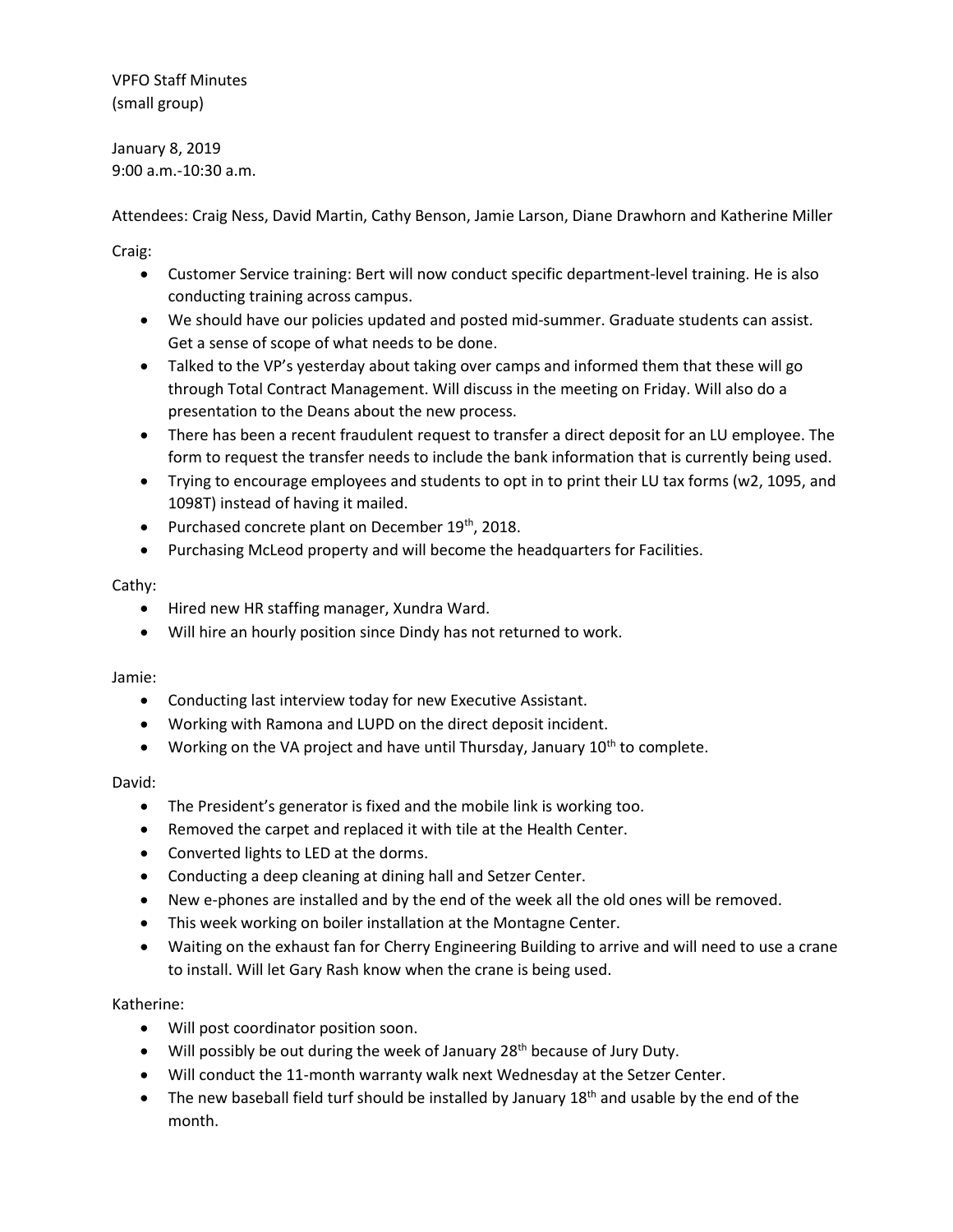VPFO Staff Minutes
(small group)

January 8, 2019
9:00 a.m.-10:30 a.m.

Attendees: Craig Ness, David Martin, Cathy Benson, Jamie Larson, Diane Drawhorn and Katherine Miller

Craig:

- Customer Service training: Bert will now conduct specific department-level training. He is also conducting training across campus.
- We should have our policies updated and posted mid-summer. Graduate students can assist. Get a sense of scope of what needs to be done.
- Talked to the VP's yesterday about taking over camps and informed them that these will go through Total Contract Management. Will discuss in the meeting on Friday. Will also do a presentation to the Deans about the new process.
- There has been a recent fraudulent request to transfer a direct deposit for an LU employee. The form to request the transfer needs to include the bank information that is currently being used.
- Trying to encourage employees and students to opt in to print their LU tax forms (w2, 1095, and 1098T) instead of having it mailed.
- Purchased concrete plant on December 19th, 2018.
- Purchasing McLeod property and will become the headquarters for Facilities.

Cathy:

- Hired new HR staffing manager, Xundra Ward.
- Will hire an hourly position since Dindy has not returned to work.

Jamie:

- Conducting last interview today for new Executive Assistant.
- Working with Ramona and LUPD on the direct deposit incident.
- Working on the VA project and have until Thursday, January 10th to complete.

David:

- The President's generator is fixed and the mobile link is working too.
- Removed the carpet and replaced it with tile at the Health Center.
- Converted lights to LED at the dorms.
- Conducting a deep cleaning at dining hall and Setzer Center.
- New e-phones are installed and by the end of the week all the old ones will be removed.
- This week working on boiler installation at the Montagne Center.
- Waiting on the exhaust fan for Cherry Engineering Building to arrive and will need to use a crane to install. Will let Gary Rash know when the crane is being used.

Katherine:

- Will post coordinator position soon.
- Will possibly be out during the week of January 28th because of Jury Duty.
- Will conduct the 11-month warranty walk next Wednesday at the Setzer Center.
- The new baseball field turf should be installed by January 18th and usable by the end of the month.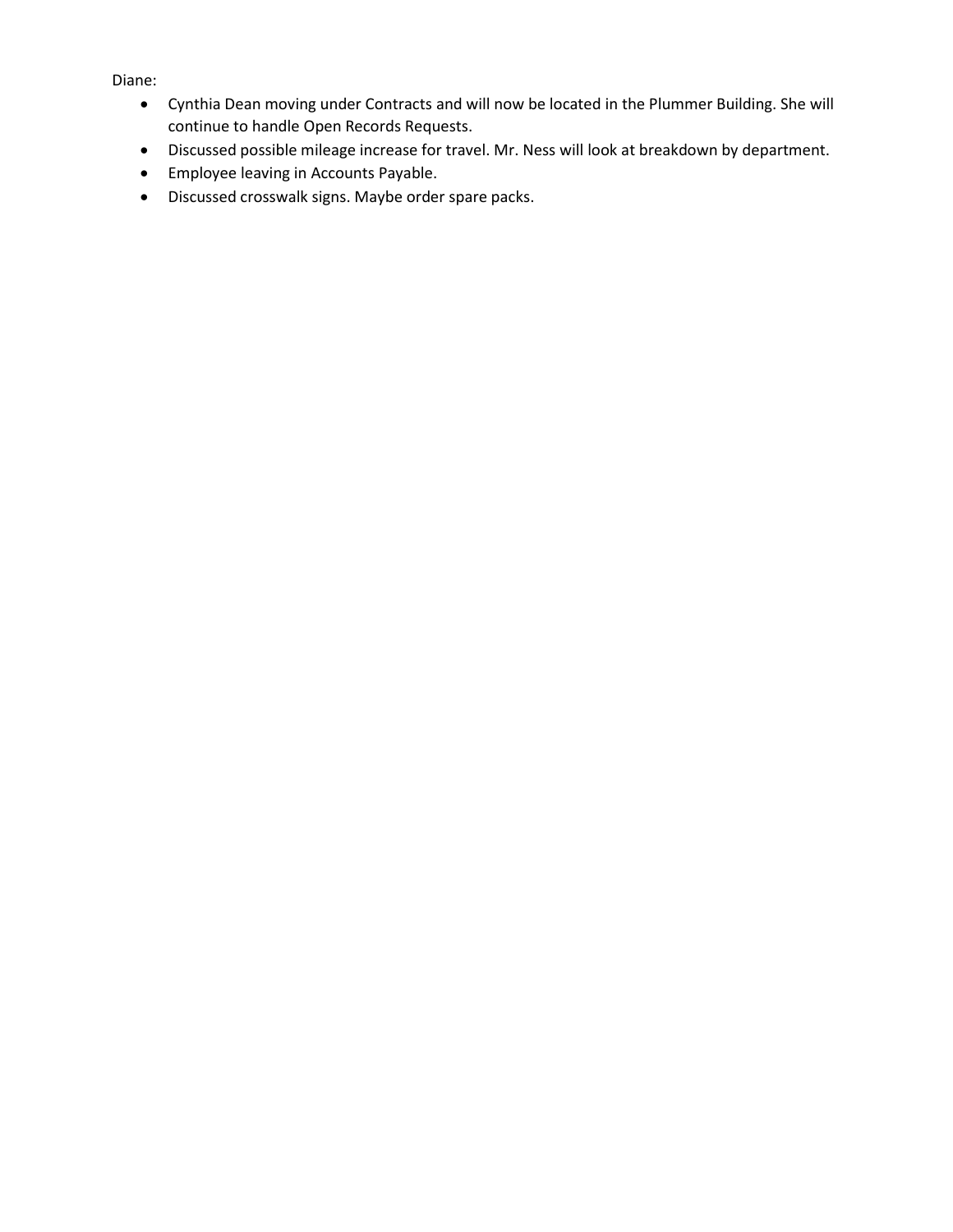Diane:

- Cynthia Dean moving under Contracts and will now be located in the Plummer Building. She will continue to handle Open Records Requests.
- Discussed possible mileage increase for travel. Mr. Ness will look at breakdown by department.
- Employee leaving in Accounts Payable.
- Discussed crosswalk signs. Maybe order spare packs.